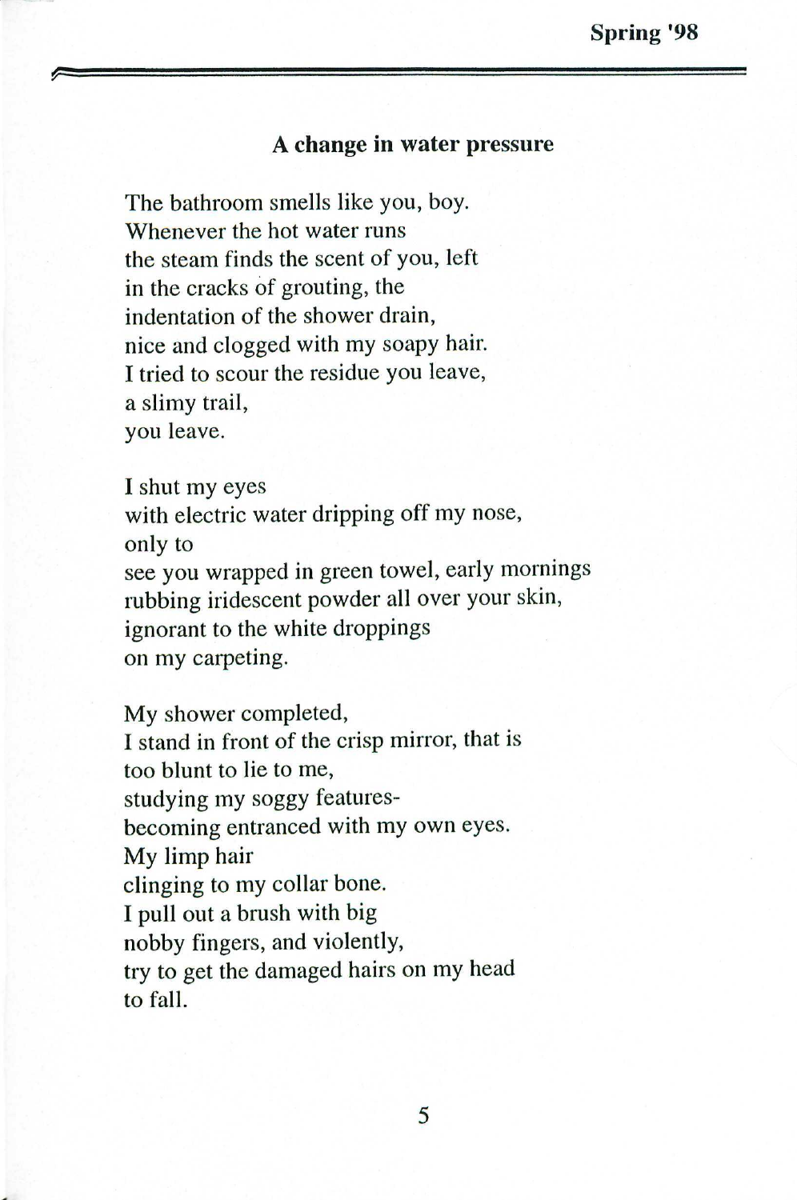## A change in water pressure

The bathroom smells like you, boy.  
Whenever the hot water runs  
the steam finds the scent of you, left  
in the cracks of grouting, the  
indentation of the shower drain,  
nice and clogged with my soapy hair.  
I tried to scour the residue you leave,  
a slimy trail,  
you leave.

I shut my eyes  
with electric water dripping off my nose,  
only to  
see you wrapped in green towel, early mornings  
rubbing iridescent powder all over your skin,  
ignorant to the white droppings  
on my carpeting.

My shower completed,  
I stand in front of the crisp mirror, that is  
too blunt to lie to me,  
studying my soggy features-  
becoming entranced with my own eyes.  
My limp hair  
clinging to my collar bone.  
I pull out a brush with big  
nobby fingers, and violently,  
try to get the damaged hairs on my head  
to fall.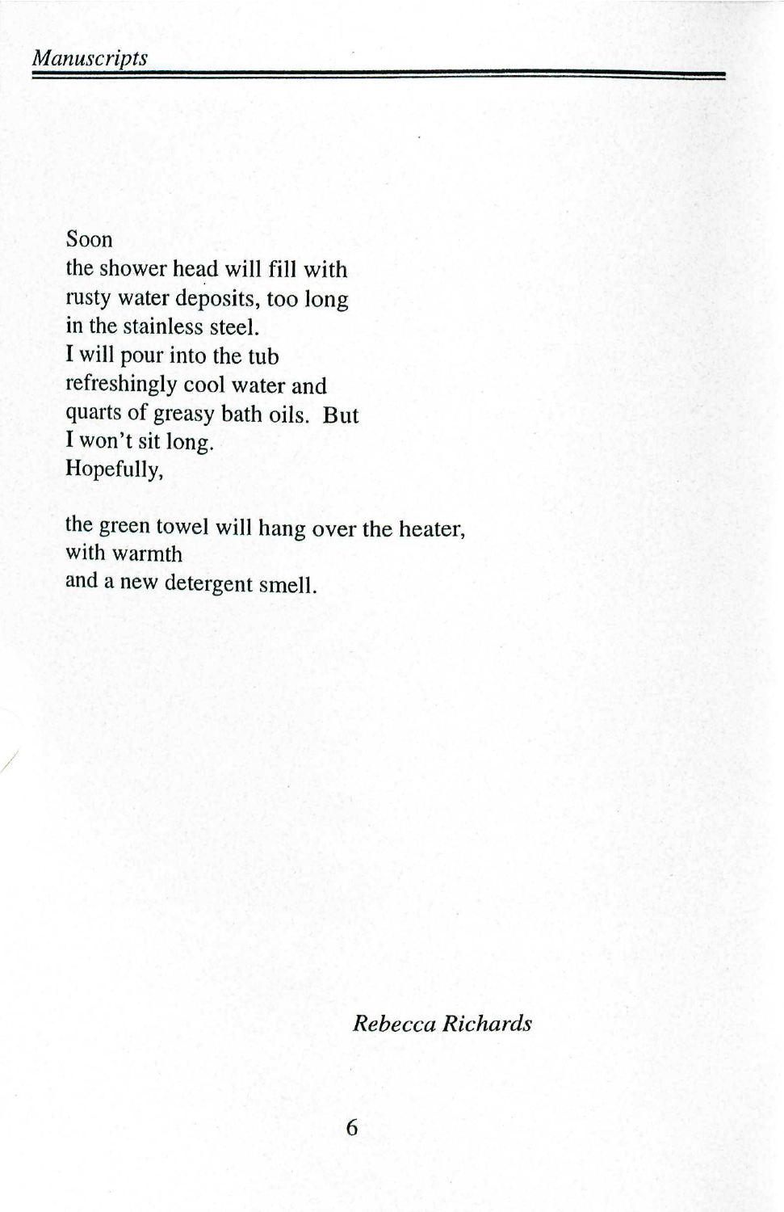Soon  
the shower head will fill with  
rusty water deposits, too long  
in the stainless steel.  
I will pour into the tub  
refreshingly cool water and  
quarts of greasy bath oils. But  
I won't sit long.  
Hopefully,

the green towel will hang over the heater,  
with warmth  
and a new detergent smell.

*Rebecca Richards*